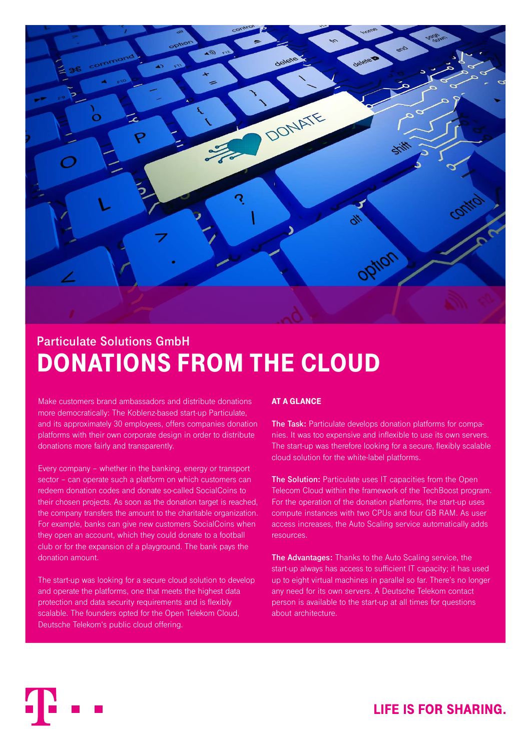Particulate Solutions GmbH

# DONATIONS FROM THE CLOUD

Make customers brand ambassadors and distribute donations more democratically: The Koblenz-based start-up Particulate, and its approximately 30 employees, offers companies donation platforms with their own corporate design in order to distribute donations more fairly and transparently.

Every company – whether in the banking, energy or transport sector – can operate such a platform on which customers can redeem donation codes and donate so-called SocialCoins to their chosen projects. As soon as the donation target is reached, the company transfers the amount to the charitable organization. For example, banks can give new customers SocialCoins when they open an account, which they could donate to a football club or for the expansion of a playground. The bank pays the donation amount.

The start-up was looking for a secure cloud solution to develop and operate the platforms, one that meets the highest data protection and data security requirements and is flexibly scalable. The founders opted for the Open Telekom Cloud, Deutsche Telekom's public cloud offering.

## AT A GLANCE

**The Task:** Particulate develops donation platforms for companies. It was too expensive and inflexible to use its own servers. The start-up was therefore looking for a secure, flexibly scalable cloud solution for the white-label platforms.

**The Solution:** Particulate uses IT capacities from the Open Telecom Cloud within the framework of the TechBoost program. For the operation of the donation platforms, the start-up uses compute instances with two CPUs and four GB RAM. As user access increases, the Auto Scaling service automatically adds resources.

**The Advantages:** Thanks to the Auto Scaling service, the start-up always has access to sufficient IT capacity; it has used up to eight virtual machines in parallel so far. There's no longer any need for its own servers. A Deutsche Telekom contact person is available to the start-up at all times for questions about architecture.

LIFE IS FOR SHARING.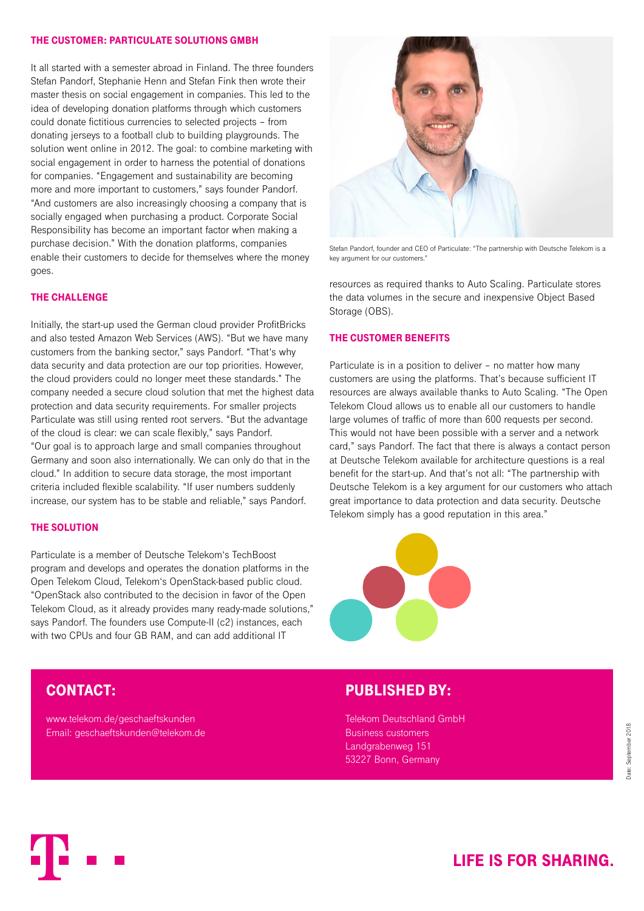## THE CUSTOMER: PARTICULATE SOLUTIONS GMBH

It all started with a semester abroad in Finland. The three founders Stefan Pandorf, Stephanie Henn and Stefan Fink then wrote their master thesis on social engagement in companies. This led to the idea of developing donation platforms through which customers could donate fictitious currencies to selected projects – from donating jerseys to a football club to building playgrounds. The solution went online in 2012. The goal: to combine marketing with social engagement in order to harness the potential of donations for companies. "Engagement and sustainability are becoming more and more important to customers," says founder Pandorf. "And customers are also increasingly choosing a company that is socially engaged when purchasing a product. Corporate Social Responsibility has become an important factor when making a purchase decision." With the donation platforms, companies enable their customers to decide for themselves where the money goes.

## THE CHALLENGE

Initially, the start-up used the German cloud provider ProfitBricks and also tested Amazon Web Services (AWS). "But we have many customers from the banking sector," says Pandorf. "That's why data security and data protection are our top priorities. However, the cloud providers could no longer meet these standards." The company needed a secure cloud solution that met the highest data protection and data security requirements. For smaller projects Particulate was still using rented root servers. "But the advantage of the cloud is clear: we can scale flexibly," says Pandorf. "Our goal is to approach large and small companies throughout Germany and soon also internationally. We can only do that in the cloud." In addition to secure data storage, the most important criteria included flexible scalability. "If user numbers suddenly increase, our system has to be stable and reliable," says Pandorf.

## THE SOLUTION

Particulate is a member of Deutsche Telekom's TechBoost program and develops and operates the donation platforms in the Open Telekom Cloud, Telekom's OpenStack-based public cloud. "OpenStack also contributed to the decision in favor of the Open Telekom Cloud, as it already provides many ready-made solutions," says Pandorf. The founders use Compute-II (c2) instances, each with two CPUs and four GB RAM, and can add additional IT resources as required thanks to Auto Scaling. Particulate stores the data volumes in the secure and inexpensive Object Based Storage (OBS).

Stefan Pandorf, founder and CEO of Particulate: "The partnership with Deutsche Telekom is a key argument for our customers."

## THE CUSTOMER BENEFITS

Particulate is in a position to deliver – no matter how many customers are using the platforms. That's because sufficient IT resources are always available thanks to Auto Scaling. "The Open Telekom Cloud allows us to enable all our customers to handle large volumes of traffic of more than 600 requests per second. This would not have been possible with a server and a network card," says Pandorf. The fact that there is always a contact person at Deutsche Telekom available for architecture questions is a real benefit for the start-up. And that's not all: "The partnership with Deutsche Telekom is a key argument for our customers who attach great importance to data protection and data security. Deutsche Telekom simply has a good reputation in this area."

## CONTACT:

www.telekom.de/geschaeftskunden
Email: geschaeftskunden@telekom.de

## PUBLISHED BY:

Telekom Deutschland GmbH
Business customers
Landgrabenweg 151
53227 Bonn, Germany

Date: September 2018

**LIFE IS FOR SHARING.**